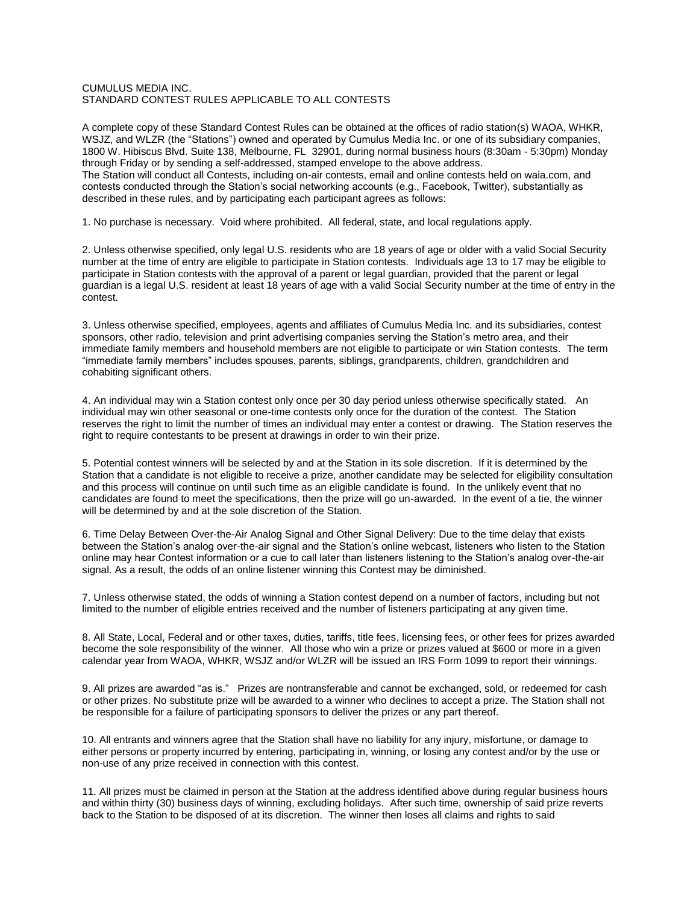CUMULUS MEDIA INC.
STANDARD CONTEST RULES APPLICABLE TO ALL CONTESTS

A complete copy of these Standard Contest Rules can be obtained at the offices of radio station(s) WAOA, WHKR, WSJZ, and WLZR (the "Stations") owned and operated by Cumulus Media Inc. or one of its subsidiary companies, 1800 W. Hibiscus Blvd. Suite 138, Melbourne, FL 32901, during normal business hours (8:30am - 5:30pm) Monday through Friday or by sending a self-addressed, stamped envelope to the above address.
The Station will conduct all Contests, including on-air contests, email and online contests held on waia.com, and contests conducted through the Station's social networking accounts (e.g., Facebook, Twitter), substantially as described in these rules, and by participating each participant agrees as follows:

1. No purchase is necessary. Void where prohibited. All federal, state, and local regulations apply.

2. Unless otherwise specified, only legal U.S. residents who are 18 years of age or older with a valid Social Security number at the time of entry are eligible to participate in Station contests. Individuals age 13 to 17 may be eligible to participate in Station contests with the approval of a parent or legal guardian, provided that the parent or legal guardian is a legal U.S. resident at least 18 years of age with a valid Social Security number at the time of entry in the contest.

3. Unless otherwise specified, employees, agents and affiliates of Cumulus Media Inc. and its subsidiaries, contest sponsors, other radio, television and print advertising companies serving the Station's metro area, and their immediate family members and household members are not eligible to participate or win Station contests. The term "immediate family members" includes spouses, parents, siblings, grandparents, children, grandchildren and cohabiting significant others.

4. An individual may win a Station contest only once per 30 day period unless otherwise specifically stated. An individual may win other seasonal or one-time contests only once for the duration of the contest. The Station reserves the right to limit the number of times an individual may enter a contest or drawing. The Station reserves the right to require contestants to be present at drawings in order to win their prize.

5. Potential contest winners will be selected by and at the Station in its sole discretion. If it is determined by the Station that a candidate is not eligible to receive a prize, another candidate may be selected for eligibility consultation and this process will continue on until such time as an eligible candidate is found. In the unlikely event that no candidates are found to meet the specifications, then the prize will go un-awarded. In the event of a tie, the winner will be determined by and at the sole discretion of the Station.

6. Time Delay Between Over-the-Air Analog Signal and Other Signal Delivery: Due to the time delay that exists between the Station's analog over-the-air signal and the Station's online webcast, listeners who listen to the Station online may hear Contest information or a cue to call later than listeners listening to the Station's analog over-the-air signal. As a result, the odds of an online listener winning this Contest may be diminished.

7. Unless otherwise stated, the odds of winning a Station contest depend on a number of factors, including but not limited to the number of eligible entries received and the number of listeners participating at any given time.

8. All State, Local, Federal and or other taxes, duties, tariffs, title fees, licensing fees, or other fees for prizes awarded become the sole responsibility of the winner. All those who win a prize or prizes valued at $600 or more in a given calendar year from WAOA, WHKR, WSJZ and/or WLZR will be issued an IRS Form 1099 to report their winnings.

9. All prizes are awarded "as is." Prizes are nontransferable and cannot be exchanged, sold, or redeemed for cash or other prizes. No substitute prize will be awarded to a winner who declines to accept a prize. The Station shall not be responsible for a failure of participating sponsors to deliver the prizes or any part thereof.

10. All entrants and winners agree that the Station shall have no liability for any injury, misfortune, or damage to either persons or property incurred by entering, participating in, winning, or losing any contest and/or by the use or non-use of any prize received in connection with this contest.

11. All prizes must be claimed in person at the Station at the address identified above during regular business hours and within thirty (30) business days of winning, excluding holidays. After such time, ownership of said prize reverts back to the Station to be disposed of at its discretion. The winner then loses all claims and rights to said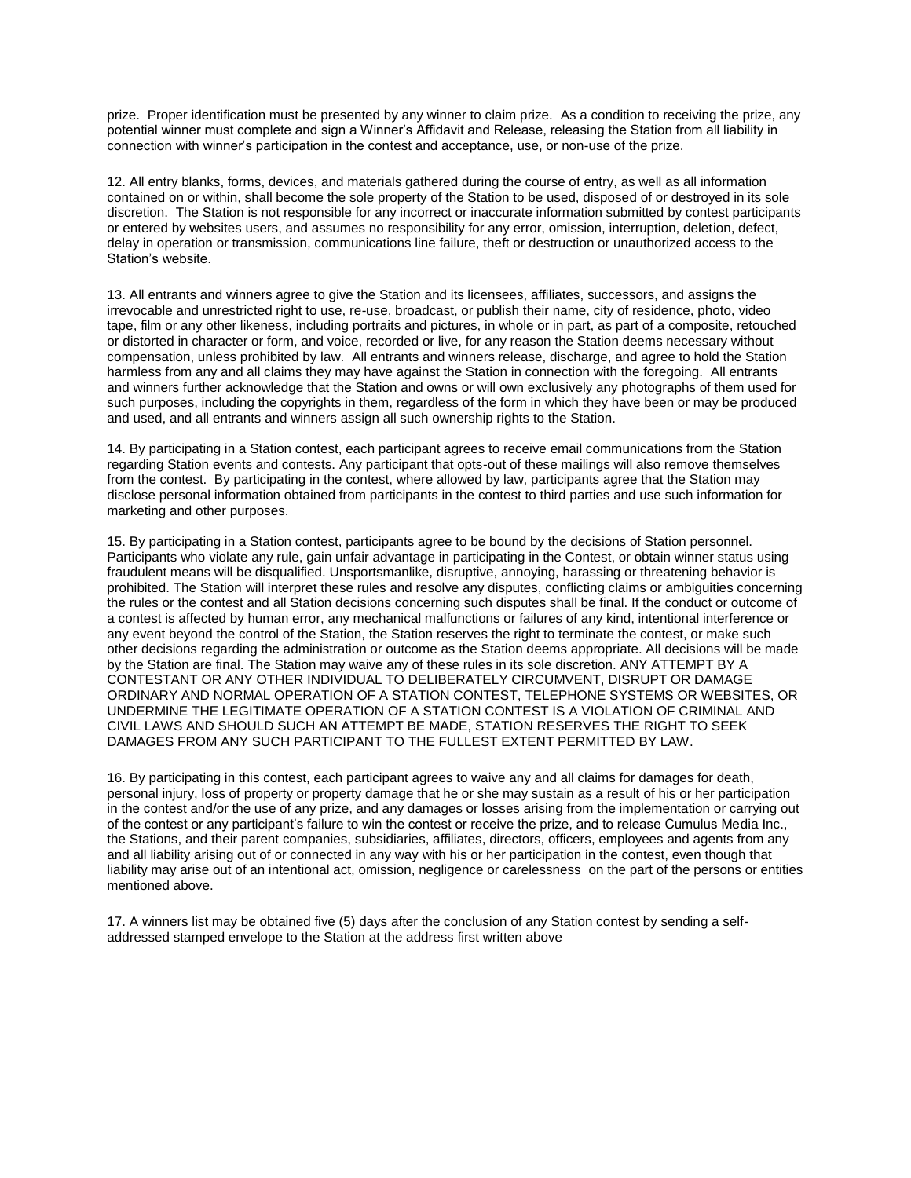prize. Proper identification must be presented by any winner to claim prize. As a condition to receiving the prize, any potential winner must complete and sign a Winner's Affidavit and Release, releasing the Station from all liability in connection with winner's participation in the contest and acceptance, use, or non-use of the prize.

12. All entry blanks, forms, devices, and materials gathered during the course of entry, as well as all information contained on or within, shall become the sole property of the Station to be used, disposed of or destroyed in its sole discretion. The Station is not responsible for any incorrect or inaccurate information submitted by contest participants or entered by websites users, and assumes no responsibility for any error, omission, interruption, deletion, defect, delay in operation or transmission, communications line failure, theft or destruction or unauthorized access to the Station's website.

13. All entrants and winners agree to give the Station and its licensees, affiliates, successors, and assigns the irrevocable and unrestricted right to use, re-use, broadcast, or publish their name, city of residence, photo, video tape, film or any other likeness, including portraits and pictures, in whole or in part, as part of a composite, retouched or distorted in character or form, and voice, recorded or live, for any reason the Station deems necessary without compensation, unless prohibited by law. All entrants and winners release, discharge, and agree to hold the Station harmless from any and all claims they may have against the Station in connection with the foregoing. All entrants and winners further acknowledge that the Station and owns or will own exclusively any photographs of them used for such purposes, including the copyrights in them, regardless of the form in which they have been or may be produced and used, and all entrants and winners assign all such ownership rights to the Station.

14. By participating in a Station contest, each participant agrees to receive email communications from the Station regarding Station events and contests. Any participant that opts-out of these mailings will also remove themselves from the contest. By participating in the contest, where allowed by law, participants agree that the Station may disclose personal information obtained from participants in the contest to third parties and use such information for marketing and other purposes.

15. By participating in a Station contest, participants agree to be bound by the decisions of Station personnel. Participants who violate any rule, gain unfair advantage in participating in the Contest, or obtain winner status using fraudulent means will be disqualified. Unsportsmanlike, disruptive, annoying, harassing or threatening behavior is prohibited. The Station will interpret these rules and resolve any disputes, conflicting claims or ambiguities concerning the rules or the contest and all Station decisions concerning such disputes shall be final. If the conduct or outcome of a contest is affected by human error, any mechanical malfunctions or failures of any kind, intentional interference or any event beyond the control of the Station, the Station reserves the right to terminate the contest, or make such other decisions regarding the administration or outcome as the Station deems appropriate. All decisions will be made by the Station are final. The Station may waive any of these rules in its sole discretion. ANY ATTEMPT BY A CONTESTANT OR ANY OTHER INDIVIDUAL TO DELIBERATELY CIRCUMVENT, DISRUPT OR DAMAGE ORDINARY AND NORMAL OPERATION OF A STATION CONTEST, TELEPHONE SYSTEMS OR WEBSITES, OR UNDERMINE THE LEGITIMATE OPERATION OF A STATION CONTEST IS A VIOLATION OF CRIMINAL AND CIVIL LAWS AND SHOULD SUCH AN ATTEMPT BE MADE, STATION RESERVES THE RIGHT TO SEEK DAMAGES FROM ANY SUCH PARTICIPANT TO THE FULLEST EXTENT PERMITTED BY LAW.

16. By participating in this contest, each participant agrees to waive any and all claims for damages for death, personal injury, loss of property or property damage that he or she may sustain as a result of his or her participation in the contest and/or the use of any prize, and any damages or losses arising from the implementation or carrying out of the contest or any participant's failure to win the contest or receive the prize, and to release Cumulus Media Inc., the Stations, and their parent companies, subsidiaries, affiliates, directors, officers, employees and agents from any and all liability arising out of or connected in any way with his or her participation in the contest, even though that liability may arise out of an intentional act, omission, negligence or carelessness on the part of the persons or entities mentioned above.

17. A winners list may be obtained five (5) days after the conclusion of any Station contest by sending a self-addressed stamped envelope to the Station at the address first written above